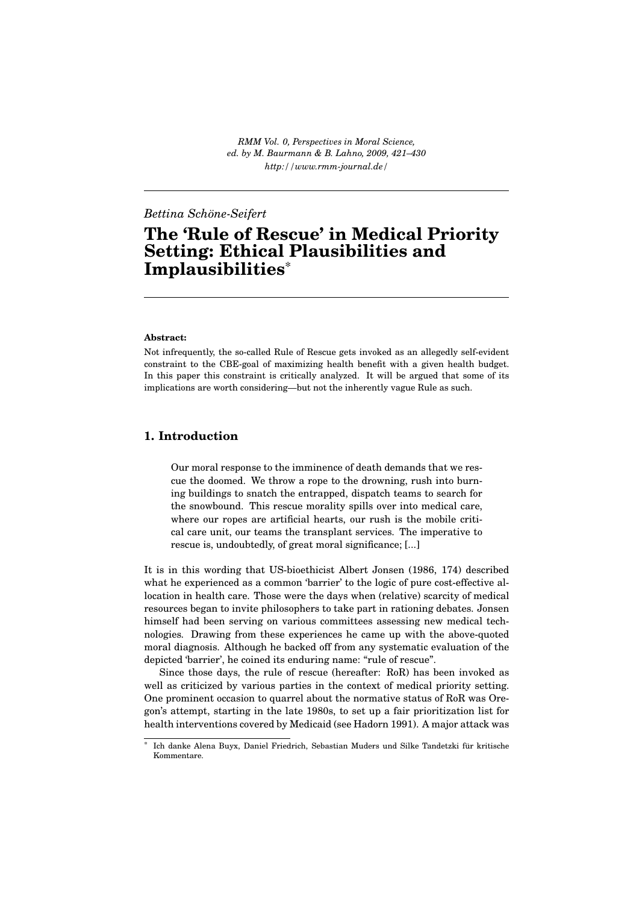*Bettina Schöne-Seifert*

# The 'Rule of Rescue' in Medical Priority Setting: Ethical Plausibilities and Implausibilities*

**Abstract:**

Not infrequently, the so-called Rule of Rescue gets invoked as an allegedly self-evident constraint to the CBE-goal of maximizing health benefit with a given health budget. In this paper this constraint is critically analyzed. It will be argued that some of its implications are worth considering—but not the inherently vague Rule as such.

## 1. Introduction

> Our moral response to the imminence of death demands that we rescue the doomed. We throw a rope to the drowning, rush into burning buildings to snatch the entrapped, dispatch teams to search for the snowbound. This rescue morality spills over into medical care, where our ropes are artificial hearts, our rush is the mobile critical care unit, our teams the transplant services. The imperative to rescue is, undoubtedly, of great moral significance; [...]

It is in this wording that US-bioethicist Albert Jonsen (1986, 174) described what he experienced as a common 'barrier' to the logic of pure cost-effective allocation in health care. Those were the days when (relative) scarcity of medical resources began to invite philosophers to take part in rationing debates. Jonsen himself had been serving on various committees assessing new medical technologies. Drawing from these experiences he came up with the above-quoted moral diagnosis. Although he backed off from any systematic evaluation of the depicted 'barrier', he coined its enduring name: "rule of rescue".

Since those days, the rule of rescue (hereafter: RoR) has been invoked as well as criticized by various parties in the context of medical priority setting. One prominent occasion to quarrel about the normative status of RoR was Oregon's attempt, starting in the late 1980s, to set up a fair prioritization list for health interventions covered by Medicaid (see Hadorn 1991). A major attack was

* Ich danke Alena Buyx, Daniel Friedrich, Sebastian Muders und Silke Tandetzki für kritische Kommentare.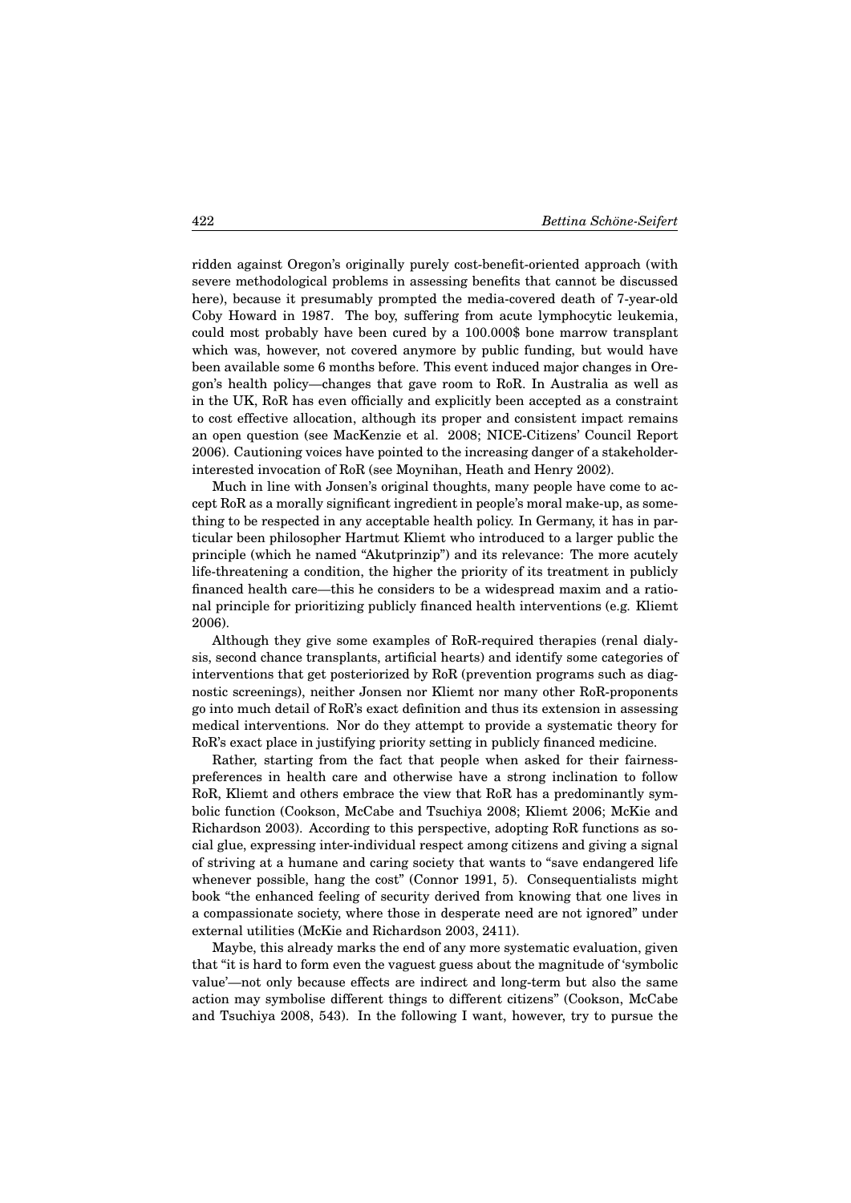ridden against Oregon's originally purely cost-benefit-oriented approach (with severe methodological problems in assessing benefits that cannot be discussed here), because it presumably prompted the media-covered death of 7-year-old Coby Howard in 1987. The boy, suffering from acute lymphocytic leukemia, could most probably have been cured by a 100.000$ bone marrow transplant which was, however, not covered anymore by public funding, but would have been available some 6 months before. This event induced major changes in Oregon's health policy—changes that gave room to RoR. In Australia as well as in the UK, RoR has even officially and explicitly been accepted as a constraint to cost effective allocation, although its proper and consistent impact remains an open question (see MacKenzie et al. 2008; NICE-Citizens' Council Report 2006). Cautioning voices have pointed to the increasing danger of a stakeholder-interested invocation of RoR (see Moynihan, Heath and Henry 2002).

Much in line with Jonsen's original thoughts, many people have come to accept RoR as a morally significant ingredient in people's moral make-up, as something to be respected in any acceptable health policy. In Germany, it has in particular been philosopher Hartmut Kliemt who introduced to a larger public the principle (which he named "Akutprinzip") and its relevance: The more acutely life-threatening a condition, the higher the priority of its treatment in publicly financed health care—this he considers to be a widespread maxim and a rational principle for prioritizing publicly financed health interventions (e.g. Kliemt 2006).

Although they give some examples of RoR-required therapies (renal dialysis, second chance transplants, artificial hearts) and identify some categories of interventions that get posteriorized by RoR (prevention programs such as diagnostic screenings), neither Jonsen nor Kliemt nor many other RoR-proponents go into much detail of RoR's exact definition and thus its extension in assessing medical interventions. Nor do they attempt to provide a systematic theory for RoR's exact place in justifying priority setting in publicly financed medicine.

Rather, starting from the fact that people when asked for their fairness-preferences in health care and otherwise have a strong inclination to follow RoR, Kliemt and others embrace the view that RoR has a predominantly symbolic function (Cookson, McCabe and Tsuchiya 2008; Kliemt 2006; McKie and Richardson 2003). According to this perspective, adopting RoR functions as social glue, expressing inter-individual respect among citizens and giving a signal of striving at a humane and caring society that wants to "save endangered life whenever possible, hang the cost" (Connor 1991, 5). Consequentialists might book "the enhanced feeling of security derived from knowing that one lives in a compassionate society, where those in desperate need are not ignored" under external utilities (McKie and Richardson 2003, 2411).

Maybe, this already marks the end of any more systematic evaluation, given that "it is hard to form even the vaguest guess about the magnitude of 'symbolic value'—not only because effects are indirect and long-term but also the same action may symbolise different things to different citizens" (Cookson, McCabe and Tsuchiya 2008, 543). In the following I want, however, try to pursue the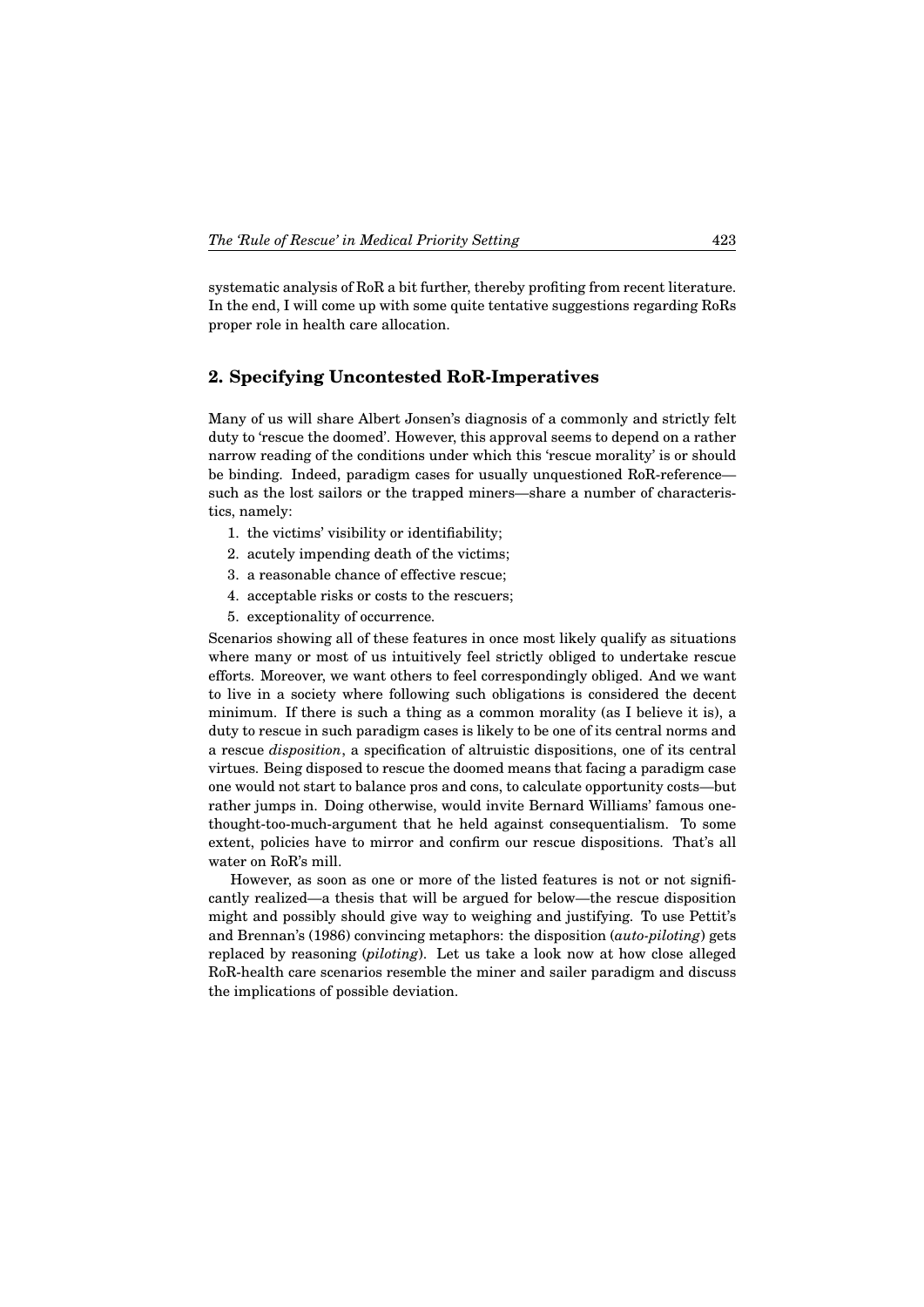systematic analysis of RoR a bit further, thereby profiting from recent literature. In the end, I will come up with some quite tentative suggestions regarding RoRs proper role in health care allocation.

## 2. Specifying Uncontested RoR-Imperatives

Many of us will share Albert Jonsen's diagnosis of a commonly and strictly felt duty to 'rescue the doomed'. However, this approval seems to depend on a rather narrow reading of the conditions under which this 'rescue morality' is or should be binding. Indeed, paradigm cases for usually unquestioned RoR-reference—such as the lost sailors or the trapped miners—share a number of characteristics, namely:

1. the victims' visibility or identifiability;
2. acutely impending death of the victims;
3. a reasonable chance of effective rescue;
4. acceptable risks or costs to the rescuers;
5. exceptionality of occurrence.

Scenarios showing all of these features in once most likely qualify as situations where many or most of us intuitively feel strictly obliged to undertake rescue efforts. Moreover, we want others to feel correspondingly obliged. And we want to live in a society where following such obligations is considered the decent minimum. If there is such a thing as a common morality (as I believe it is), a duty to rescue in such paradigm cases is likely to be one of its central norms and a rescue *disposition*, a specification of altruistic dispositions, one of its central virtues. Being disposed to rescue the doomed means that facing a paradigm case one would not start to balance pros and cons, to calculate opportunity costs—but rather jumps in. Doing otherwise, would invite Bernard Williams' famous one-thought-too-much-argument that he held against consequentialism. To some extent, policies have to mirror and confirm our rescue dispositions. That's all water on RoR's mill.

However, as soon as one or more of the listed features is not or not significantly realized—a thesis that will be argued for below—the rescue disposition might and possibly should give way to weighing and justifying. To use Pettit's and Brennan's (1986) convincing metaphors: the disposition (*auto-piloting*) gets replaced by reasoning (*piloting*). Let us take a look now at how close alleged RoR-health care scenarios resemble the miner and sailer paradigm and discuss the implications of possible deviation.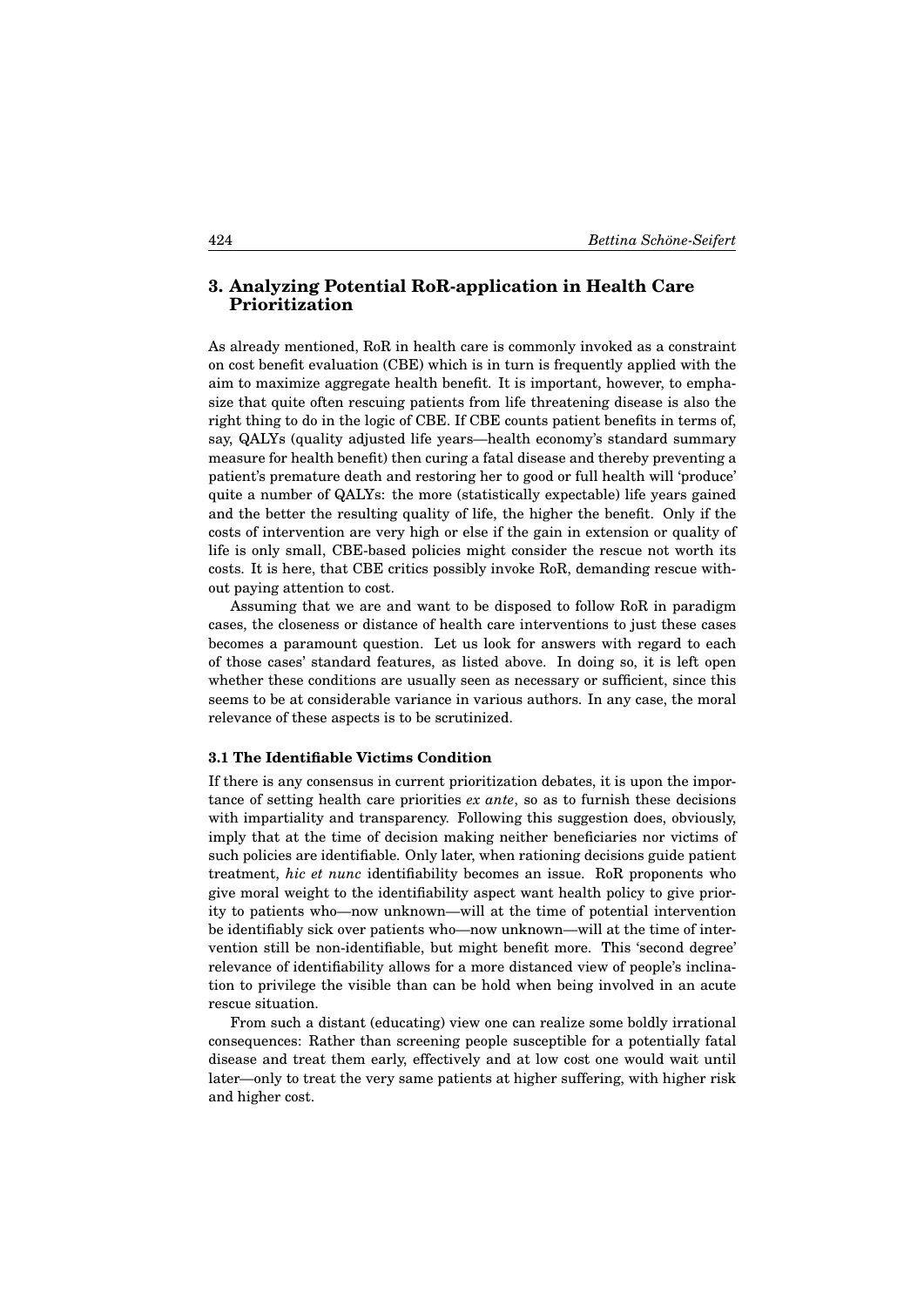## 3. Analyzing Potential RoR-application in Health Care Prioritization

As already mentioned, RoR in health care is commonly invoked as a constraint on cost benefit evaluation (CBE) which is in turn is frequently applied with the aim to maximize aggregate health benefit. It is important, however, to emphasize that quite often rescuing patients from life threatening disease is also the right thing to do in the logic of CBE. If CBE counts patient benefits in terms of, say, QALYs (quality adjusted life years—health economy's standard summary measure for health benefit) then curing a fatal disease and thereby preventing a patient's premature death and restoring her to good or full health will 'produce' quite a number of QALYs: the more (statistically expectable) life years gained and the better the resulting quality of life, the higher the benefit. Only if the costs of intervention are very high or else if the gain in extension or quality of life is only small, CBE-based policies might consider the rescue not worth its costs. It is here, that CBE critics possibly invoke RoR, demanding rescue without paying attention to cost.

Assuming that we are and want to be disposed to follow RoR in paradigm cases, the closeness or distance of health care interventions to just these cases becomes a paramount question. Let us look for answers with regard to each of those cases' standard features, as listed above. In doing so, it is left open whether these conditions are usually seen as necessary or sufficient, since this seems to be at considerable variance in various authors. In any case, the moral relevance of these aspects is to be scrutinized.

### 3.1 The Identifiable Victims Condition

If there is any consensus in current prioritization debates, it is upon the importance of setting health care priorities *ex ante*, so as to furnish these decisions with impartiality and transparency. Following this suggestion does, obviously, imply that at the time of decision making neither beneficiaries nor victims of such policies are identifiable. Only later, when rationing decisions guide patient treatment, *hic et nunc* identifiability becomes an issue. RoR proponents who give moral weight to the identifiability aspect want health policy to give priority to patients who—now unknown—will at the time of potential intervention be identifiably sick over patients who—now unknown—will at the time of intervention still be non-identifiable, but might benefit more. This 'second degree' relevance of identifiability allows for a more distanced view of people's inclination to privilege the visible than can be hold when being involved in an acute rescue situation.

From such a distant (educating) view one can realize some boldly irrational consequences: Rather than screening people susceptible for a potentially fatal disease and treat them early, effectively and at low cost one would wait until later—only to treat the very same patients at higher suffering, with higher risk and higher cost.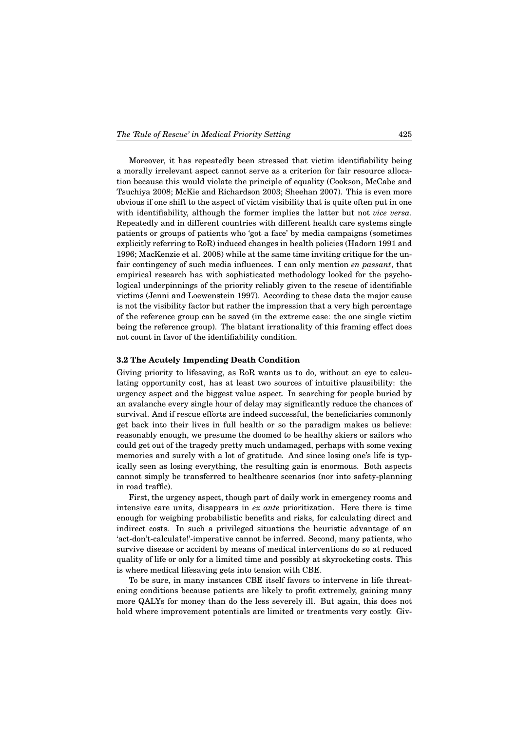Moreover, it has repeatedly been stressed that victim identifiability being a morally irrelevant aspect cannot serve as a criterion for fair resource allocation because this would violate the principle of equality (Cookson, McCabe and Tsuchiya 2008; McKie and Richardson 2003; Sheehan 2007). This is even more obvious if one shift to the aspect of victim visibility that is quite often put in one with identifiability, although the former implies the latter but not *vice versa*. Repeatedly and in different countries with different health care systems single patients or groups of patients who 'got a face' by media campaigns (sometimes explicitly referring to RoR) induced changes in health policies (Hadorn 1991 and 1996; MacKenzie et al. 2008) while at the same time inviting critique for the unfair contingency of such media influences. I can only mention *en passant*, that empirical research has with sophisticated methodology looked for the psychological underpinnings of the priority reliably given to the rescue of identifiable victims (Jenni and Loewenstein 1997). According to these data the major cause is not the visibility factor but rather the impression that a very high percentage of the reference group can be saved (in the extreme case: the one single victim being the reference group). The blatant irrationality of this framing effect does not count in favor of the identifiability condition.

### 3.2 The Acutely Impending Death Condition

Giving priority to lifesaving, as RoR wants us to do, without an eye to calculating opportunity cost, has at least two sources of intuitive plausibility: the urgency aspect and the biggest value aspect. In searching for people buried by an avalanche every single hour of delay may significantly reduce the chances of survival. And if rescue efforts are indeed successful, the beneficiaries commonly get back into their lives in full health or so the paradigm makes us believe: reasonably enough, we presume the doomed to be healthy skiers or sailors who could get out of the tragedy pretty much undamaged, perhaps with some vexing memories and surely with a lot of gratitude. And since losing one's life is typically seen as losing everything, the resulting gain is enormous. Both aspects cannot simply be transferred to healthcare scenarios (nor into safety-planning in road traffic).

First, the urgency aspect, though part of daily work in emergency rooms and intensive care units, disappears in *ex ante* prioritization. Here there is time enough for weighing probabilistic benefits and risks, for calculating direct and indirect costs. In such a privileged situations the heuristic advantage of an 'act-don't-calculate!'-imperative cannot be inferred. Second, many patients, who survive disease or accident by means of medical interventions do so at reduced quality of life or only for a limited time and possibly at skyrocketing costs. This is where medical lifesaving gets into tension with CBE.

To be sure, in many instances CBE itself favors to intervene in life threatening conditions because patients are likely to profit extremely, gaining many more QALYs for money than do the less severely ill. But again, this does not hold where improvement potentials are limited or treatments very costly. Giv-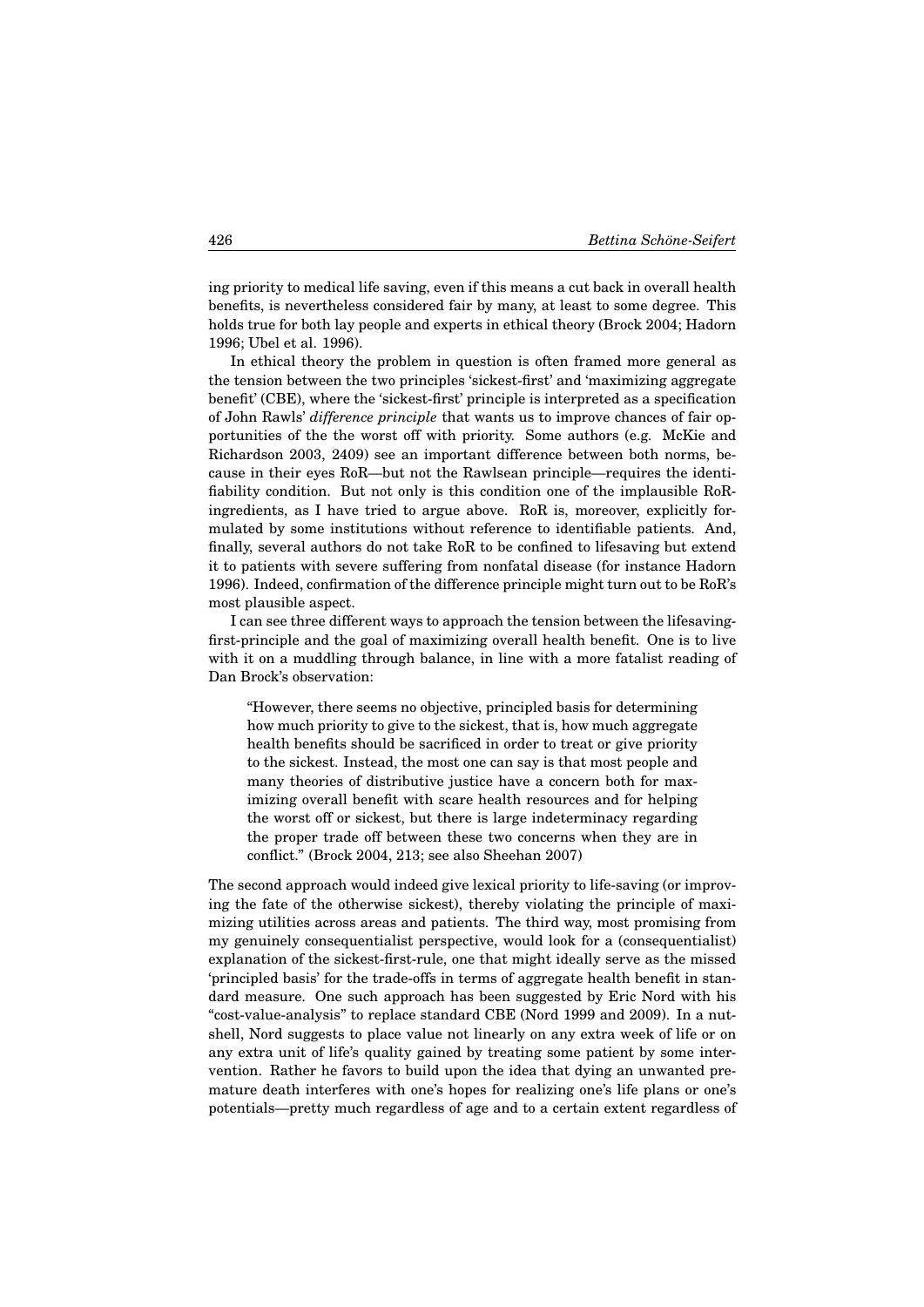ing priority to medical life saving, even if this means a cut back in overall health benefits, is nevertheless considered fair by many, at least to some degree. This holds true for both lay people and experts in ethical theory (Brock 2004; Hadorn 1996; Ubel et al. 1996).

In ethical theory the problem in question is often framed more general as the tension between the two principles 'sickest-first' and 'maximizing aggregate benefit' (CBE), where the 'sickest-first' principle is interpreted as a specification of John Rawls' *difference principle* that wants us to improve chances of fair opportunities of the the worst off with priority. Some authors (e.g. McKie and Richardson 2003, 2409) see an important difference between both norms, because in their eyes RoR—but not the Rawlsean principle—requires the identifiability condition. But not only is this condition one of the implausible RoR-ingredients, as I have tried to argue above. RoR is, moreover, explicitly formulated by some institutions without reference to identifiable patients. And, finally, several authors do not take RoR to be confined to lifesaving but extend it to patients with severe suffering from nonfatal disease (for instance Hadorn 1996). Indeed, confirmation of the difference principle might turn out to be RoR's most plausible aspect.

I can see three different ways to approach the tension between the lifesaving-first-principle and the goal of maximizing overall health benefit. One is to live with it on a muddling through balance, in line with a more fatalist reading of Dan Brock's observation:

> "However, there seems no objective, principled basis for determining how much priority to give to the sickest, that is, how much aggregate health benefits should be sacrificed in order to treat or give priority to the sickest. Instead, the most one can say is that most people and many theories of distributive justice have a concern both for maximizing overall benefit with scare health resources and for helping the worst off or sickest, but there is large indeterminacy regarding the proper trade off between these two concerns when they are in conflict." (Brock 2004, 213; see also Sheehan 2007)

The second approach would indeed give lexical priority to life-saving (or improving the fate of the otherwise sickest), thereby violating the principle of maximizing utilities across areas and patients. The third way, most promising from my genuinely consequentialist perspective, would look for a (consequentialist) explanation of the sickest-first-rule, one that might ideally serve as the missed 'principled basis' for the trade-offs in terms of aggregate health benefit in standard measure. One such approach has been suggested by Eric Nord with his "cost-value-analysis" to replace standard CBE (Nord 1999 and 2009). In a nutshell, Nord suggests to place value not linearly on any extra week of life or on any extra unit of life's quality gained by treating some patient by some intervention. Rather he favors to build upon the idea that dying an unwanted premature death interferes with one's hopes for realizing one's life plans or one's potentials—pretty much regardless of age and to a certain extent regardless of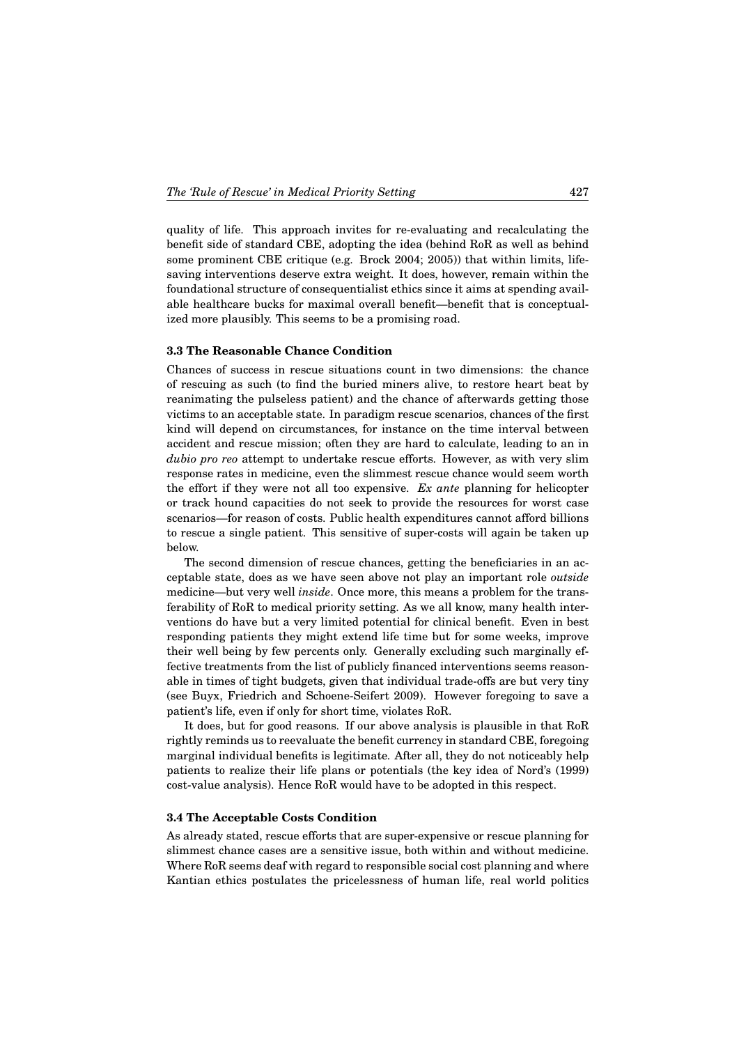quality of life. This approach invites for re-evaluating and recalculating the benefit side of standard CBE, adopting the idea (behind RoR as well as behind some prominent CBE critique (e.g. Brock 2004; 2005)) that within limits, life-saving interventions deserve extra weight. It does, however, remain within the foundational structure of consequentialist ethics since it aims at spending available healthcare bucks for maximal overall benefit—benefit that is conceptualized more plausibly. This seems to be a promising road.

### 3.3 The Reasonable Chance Condition

Chances of success in rescue situations count in two dimensions: the chance of rescuing as such (to find the buried miners alive, to restore heart beat by reanimating the pulseless patient) and the chance of afterwards getting those victims to an acceptable state. In paradigm rescue scenarios, chances of the first kind will depend on circumstances, for instance on the time interval between accident and rescue mission; often they are hard to calculate, leading to an in *dubio pro reo* attempt to undertake rescue efforts. However, as with very slim response rates in medicine, even the slimmest rescue chance would seem worth the effort if they were not all too expensive. *Ex ante* planning for helicopter or track hound capacities do not seek to provide the resources for worst case scenarios—for reason of costs. Public health expenditures cannot afford billions to rescue a single patient. This sensitive of super-costs will again be taken up below.

The second dimension of rescue chances, getting the beneficiaries in an acceptable state, does as we have seen above not play an important role *outside* medicine—but very well *inside*. Once more, this means a problem for the transferability of RoR to medical priority setting. As we all know, many health interventions do have but a very limited potential for clinical benefit. Even in best responding patients they might extend life time but for some weeks, improve their well being by few percents only. Generally excluding such marginally effective treatments from the list of publicly financed interventions seems reasonable in times of tight budgets, given that individual trade-offs are but very tiny (see Buyx, Friedrich and Schoene-Seifert 2009). However foregoing to save a patient's life, even if only for short time, violates RoR.

It does, but for good reasons. If our above analysis is plausible in that RoR rightly reminds us to reevaluate the benefit currency in standard CBE, foregoing marginal individual benefits is legitimate. After all, they do not noticeably help patients to realize their life plans or potentials (the key idea of Nord's (1999) cost-value analysis). Hence RoR would have to be adopted in this respect.

### 3.4 The Acceptable Costs Condition

As already stated, rescue efforts that are super-expensive or rescue planning for slimmest chance cases are a sensitive issue, both within and without medicine. Where RoR seems deaf with regard to responsible social cost planning and where Kantian ethics postulates the pricelessness of human life, real world politics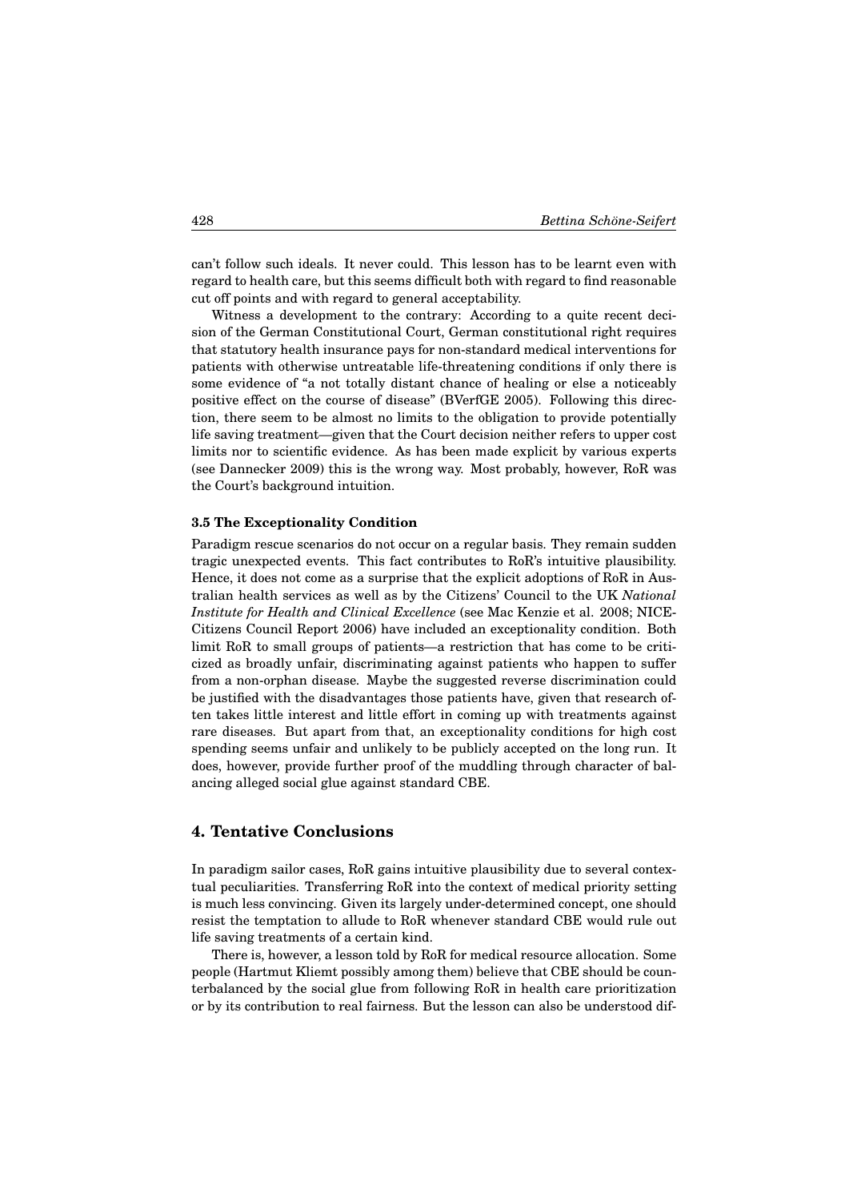can't follow such ideals. It never could. This lesson has to be learnt even with regard to health care, but this seems difficult both with regard to find reasonable cut off points and with regard to general acceptability.

Witness a development to the contrary: According to a quite recent decision of the German Constitutional Court, German constitutional right requires that statutory health insurance pays for non-standard medical interventions for patients with otherwise untreatable life-threatening conditions if only there is some evidence of "a not totally distant chance of healing or else a noticeably positive effect on the course of disease" (BVerfGE 2005). Following this direction, there seem to be almost no limits to the obligation to provide potentially life saving treatment—given that the Court decision neither refers to upper cost limits nor to scientific evidence. As has been made explicit by various experts (see Dannecker 2009) this is the wrong way. Most probably, however, RoR was the Court's background intuition.

### 3.5 The Exceptionality Condition

Paradigm rescue scenarios do not occur on a regular basis. They remain sudden tragic unexpected events. This fact contributes to RoR's intuitive plausibility. Hence, it does not come as a surprise that the explicit adoptions of RoR in Australian health services as well as by the Citizens' Council to the UK *National Institute for Health and Clinical Excellence* (see Mac Kenzie et al. 2008; NICE-Citizens Council Report 2006) have included an exceptionality condition. Both limit RoR to small groups of patients—a restriction that has come to be criticized as broadly unfair, discriminating against patients who happen to suffer from a non-orphan disease. Maybe the suggested reverse discrimination could be justified with the disadvantages those patients have, given that research often takes little interest and little effort in coming up with treatments against rare diseases. But apart from that, an exceptionality conditions for high cost spending seems unfair and unlikely to be publicly accepted on the long run. It does, however, provide further proof of the muddling through character of balancing alleged social glue against standard CBE.

## 4. Tentative Conclusions

In paradigm sailor cases, RoR gains intuitive plausibility due to several contextual peculiarities. Transferring RoR into the context of medical priority setting is much less convincing. Given its largely under-determined concept, one should resist the temptation to allude to RoR whenever standard CBE would rule out life saving treatments of a certain kind.

There is, however, a lesson told by RoR for medical resource allocation. Some people (Hartmut Kliemt possibly among them) believe that CBE should be counterbalanced by the social glue from following RoR in health care prioritization or by its contribution to real fairness. But the lesson can also be understood dif-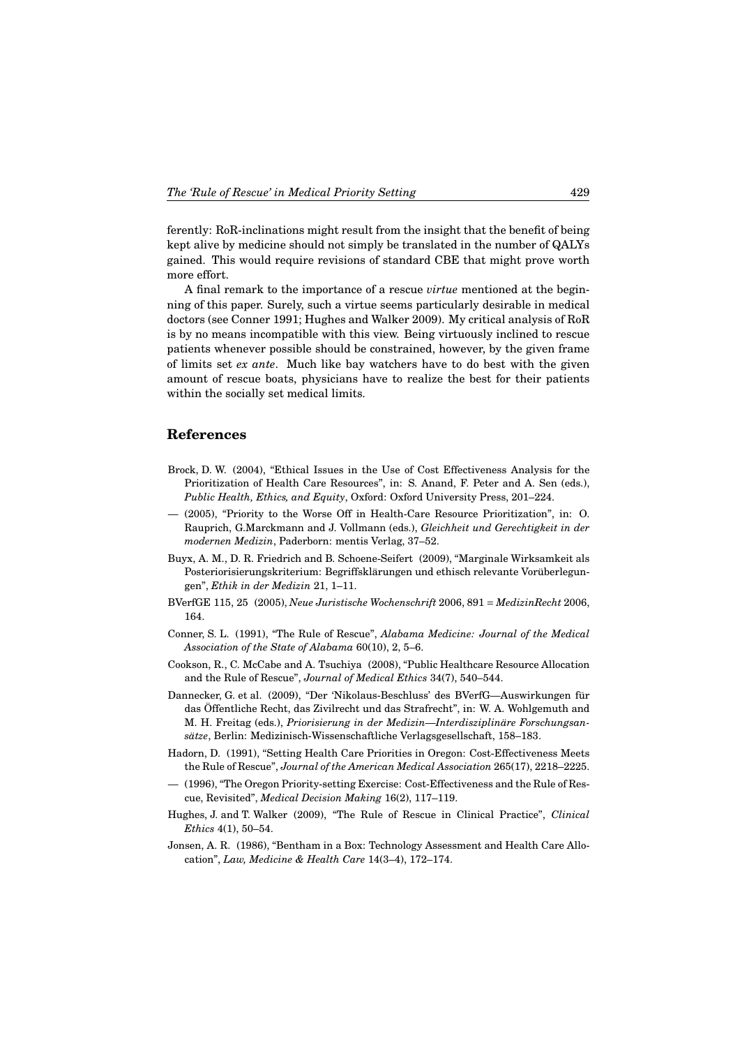ferently: RoR-inclinations might result from the insight that the benefit of being kept alive by medicine should not simply be translated in the number of QALYs gained. This would require revisions of standard CBE that might prove worth more effort.

A final remark to the importance of a rescue *virtue* mentioned at the beginning of this paper. Surely, such a virtue seems particularly desirable in medical doctors (see Conner 1991; Hughes and Walker 2009). My critical analysis of RoR is by no means incompatible with this view. Being virtuously inclined to rescue patients whenever possible should be constrained, however, by the given frame of limits set *ex ante*. Much like bay watchers have to do best with the given amount of rescue boats, physicians have to realize the best for their patients within the socially set medical limits.

## References

Brock, D. W. (2004), "Ethical Issues in the Use of Cost Effectiveness Analysis for the Prioritization of Health Care Resources", in: S. Anand, F. Peter and A. Sen (eds.), *Public Health, Ethics, and Equity*, Oxford: Oxford University Press, 201–224.

— (2005), "Priority to the Worse Off in Health-Care Resource Prioritization", in: O. Rauprich, G.Marckmann and J. Vollmann (eds.), *Gleichheit und Gerechtigkeit in der modernen Medizin*, Paderborn: mentis Verlag, 37–52.

Buyx, A. M., D. R. Friedrich and B. Schoene-Seifert (2009), "Marginale Wirksamkeit als Posteriorisierungskriterium: Begriffsklärungen und ethisch relevante Vorüberlegungen", *Ethik in der Medizin* 21, 1–11.

BVerfGE 115, 25 (2005), *Neue Juristische Wochenschrift* 2006, 891 = *MedizinRecht* 2006, 164.

Conner, S. L. (1991), "The Rule of Rescue", *Alabama Medicine: Journal of the Medical Association of the State of Alabama* 60(10), 2, 5–6.

Cookson, R., C. McCabe and A. Tsuchiya (2008), "Public Healthcare Resource Allocation and the Rule of Rescue", *Journal of Medical Ethics* 34(7), 540–544.

Dannecker, G. et al. (2009), "Der 'Nikolaus-Beschluss' des BVerfG—Auswirkungen für das Öffentliche Recht, das Zivilrecht und das Strafrecht", in: W. A. Wohlgemuth and M. H. Freitag (eds.), *Priorisierung in der Medizin—Interdisziplinäre Forschungsansätze*, Berlin: Medizinisch-Wissenschaftliche Verlagsgesellschaft, 158–183.

Hadorn, D. (1991), "Setting Health Care Priorities in Oregon: Cost-Effectiveness Meets the Rule of Rescue", *Journal of the American Medical Association* 265(17), 2218–2225.

— (1996), "The Oregon Priority-setting Exercise: Cost-Effectiveness and the Rule of Rescue, Revisited", *Medical Decision Making* 16(2), 117–119.

Hughes, J. and T. Walker (2009), "The Rule of Rescue in Clinical Practice", *Clinical Ethics* 4(1), 50–54.

Jonsen, A. R. (1986), "Bentham in a Box: Technology Assessment and Health Care Allocation", *Law, Medicine & Health Care* 14(3–4), 172–174.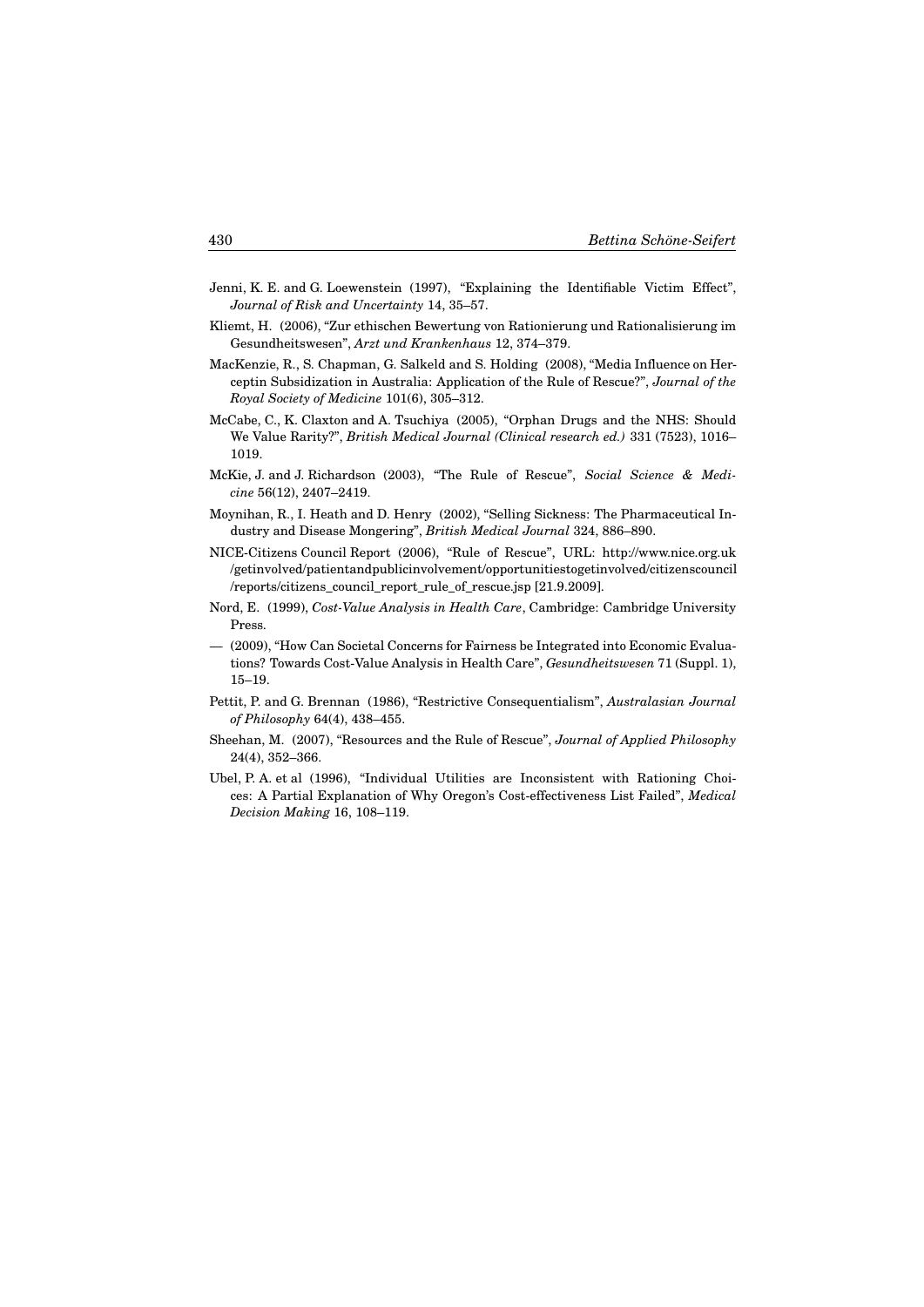Jenni, K. E. and G. Loewenstein (1997), "Explaining the Identifiable Victim Effect", *Journal of Risk and Uncertainty* 14, 35–57.

Kliemt, H. (2006), "Zur ethischen Bewertung von Rationierung und Rationalisierung im Gesundheitswesen", *Arzt und Krankenhaus* 12, 374–379.

MacKenzie, R., S. Chapman, G. Salkeld and S. Holding (2008), "Media Influence on Herceptin Subsidization in Australia: Application of the Rule of Rescue?", *Journal of the Royal Society of Medicine* 101(6), 305–312.

McCabe, C., K. Claxton and A. Tsuchiya (2005), "Orphan Drugs and the NHS: Should We Value Rarity?", *British Medical Journal (Clinical research ed.)* 331 (7523), 1016–1019.

McKie, J. and J. Richardson (2003), "The Rule of Rescue", *Social Science & Medicine* 56(12), 2407–2419.

Moynihan, R., I. Heath and D. Henry (2002), "Selling Sickness: The Pharmaceutical Industry and Disease Mongering", *British Medical Journal* 324, 886–890.

NICE-Citizens Council Report (2006), "Rule of Rescue", URL: http://www.nice.org.uk/getinvolved/patientandpublicinvolvement/opportunitiestogetinvolved/citizenscouncil/reports/citizens_council_report_rule_of_rescue.jsp [21.9.2009].

Nord, E. (1999), *Cost-Value Analysis in Health Care*, Cambridge: Cambridge University Press.

— (2009), "How Can Societal Concerns for Fairness be Integrated into Economic Evaluations? Towards Cost-Value Analysis in Health Care", *Gesundheitswesen* 71 (Suppl. 1), 15–19.

Pettit, P. and G. Brennan (1986), "Restrictive Consequentialism", *Australasian Journal of Philosophy* 64(4), 438–455.

Sheehan, M. (2007), "Resources and the Rule of Rescue", *Journal of Applied Philosophy* 24(4), 352–366.

Ubel, P. A. et al (1996), "Individual Utilities are Inconsistent with Rationing Choices: A Partial Explanation of Why Oregon's Cost-effectiveness List Failed", *Medical Decision Making* 16, 108–119.